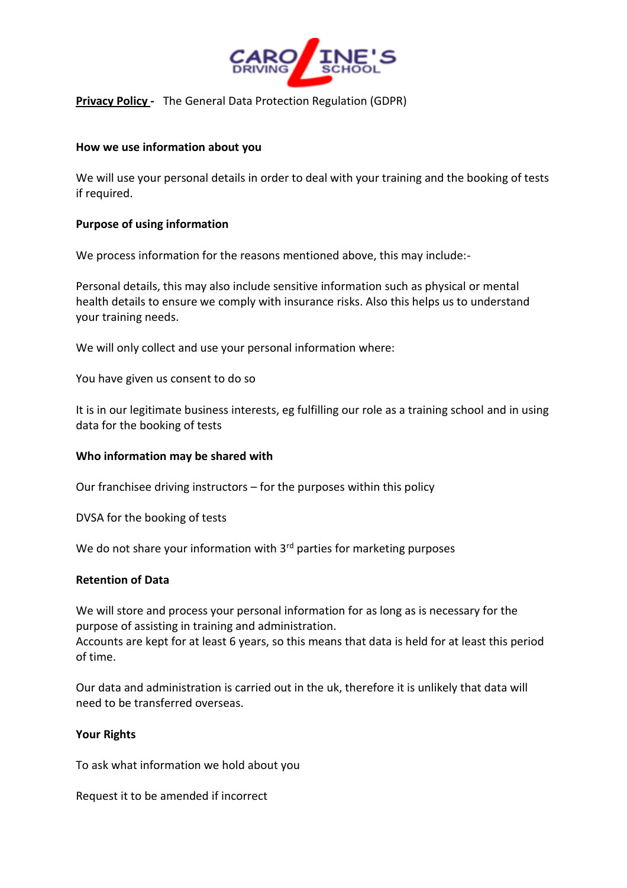CAROLINE'S DRIVING SCHOOL

**Privacy Policy -** The General Data Protection Regulation (GDPR)

**How we use information about you**

We will use your personal details in order to deal with your training and the booking of tests if required.

**Purpose of using information**

We process information for the reasons mentioned above, this may include:-

Personal details, this may also include sensitive information such as physical or mental health details to ensure we comply with insurance risks. Also this helps us to understand your training needs.

We will only collect and use your personal information where:

You have given us consent to do so

It is in our legitimate business interests, eg fulfilling our role as a training school and in using data for the booking of tests

**Who information may be shared with**

Our franchisee driving instructors – for the purposes within this policy

DVSA for the booking of tests

We do not share your information with 3rd parties for marketing purposes

**Retention of Data**

We will store and process your personal information for as long as is necessary for the purpose of assisting in training and administration.
Accounts are kept for at least 6 years, so this means that data is held for at least this period of time.

Our data and administration is carried out in the uk, therefore it is unlikely that data will need to be transferred overseas.

**Your Rights**

To ask what information we hold about you

Request it to be amended if incorrect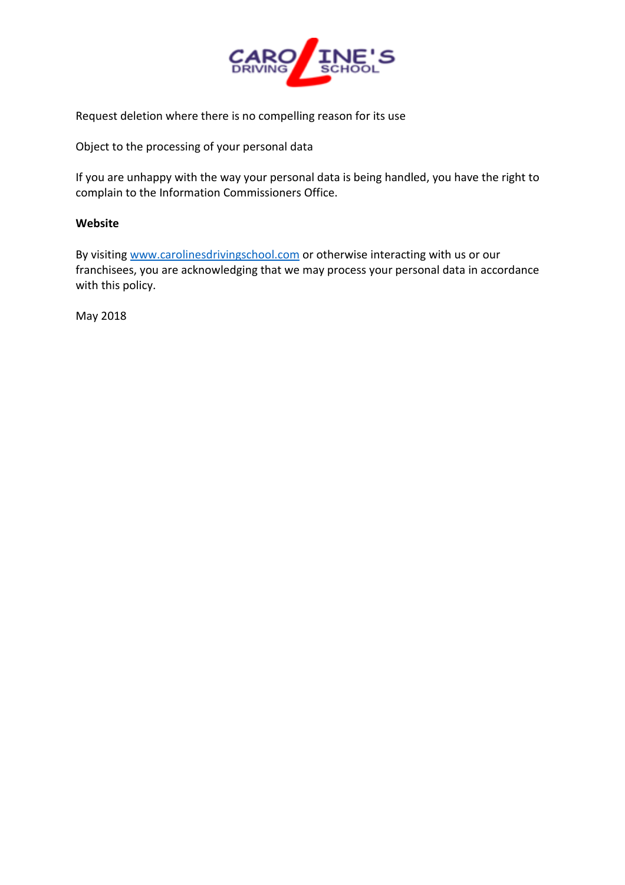Request deletion where there is no compelling reason for its use

Object to the processing of your personal data

If you are unhappy with the way your personal data is being handled, you have the right to complain to the Information Commissioners Office.

**Website**

By visiting www.carolinesdrivingschool.com or otherwise interacting with us or our franchisees, you are acknowledging that we may process your personal data in accordance with this policy.

May 2018